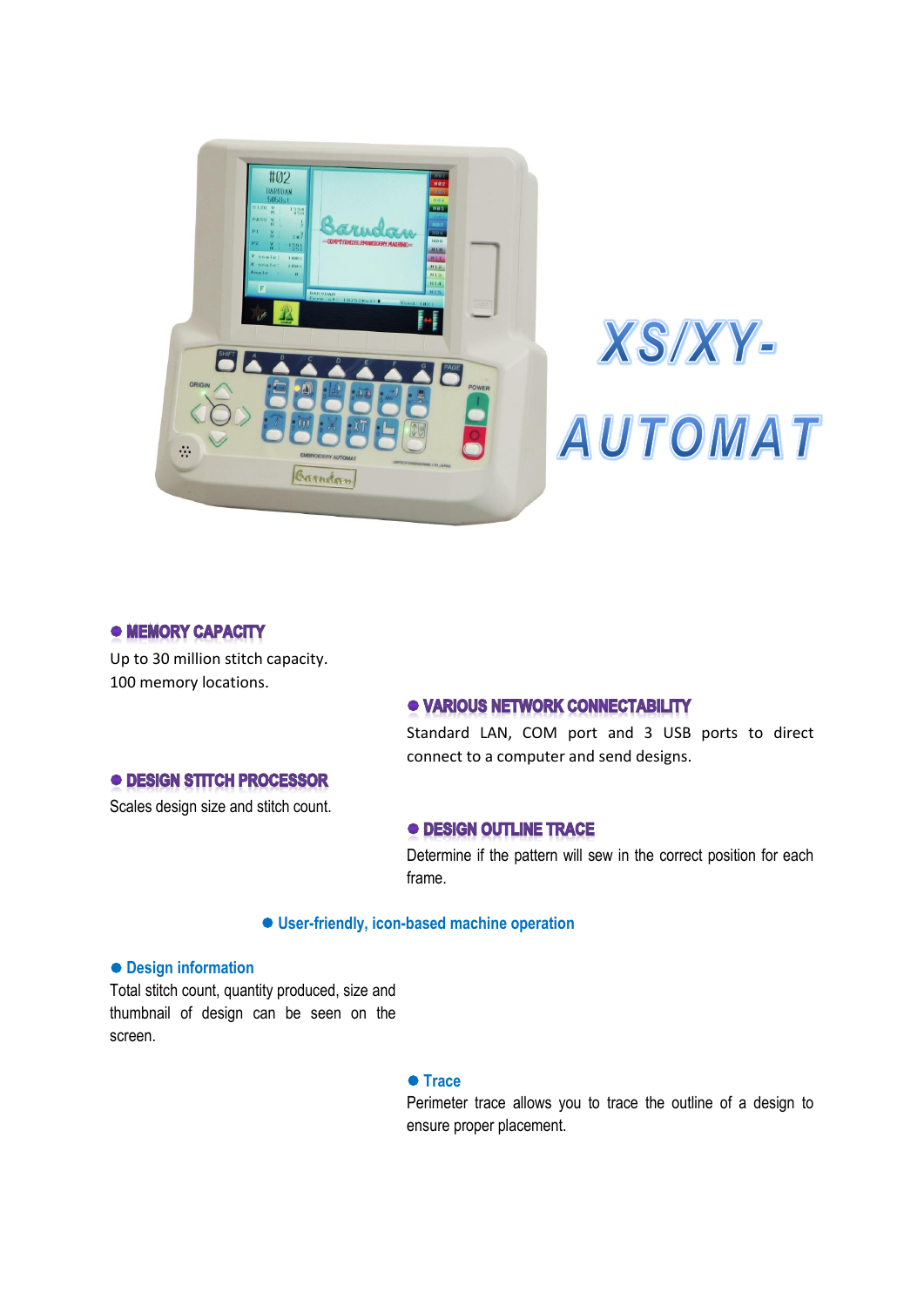# XS/XY-AUTOMAT

### ● MEMORY CAPACITY

Up to 30 million stitch capacity.
100 memory locations.

### ● VARIOUS NETWORK CONNECTABILITY

Standard LAN, COM port and 3 USB ports to direct connect to a computer and send designs.

### ● DESIGN STITCH PROCESSOR

Scales design size and stitch count.

### ● DESIGN OUTLINE TRACE

Determine if the pattern will sew in the correct position for each frame.

### ● User-friendly, icon-based machine operation

### ● Design information

Total stitch count, quantity produced, size and thumbnail of design can be seen on the screen.

### ● Trace

Perimeter trace allows you to trace the outline of a design to ensure proper placement.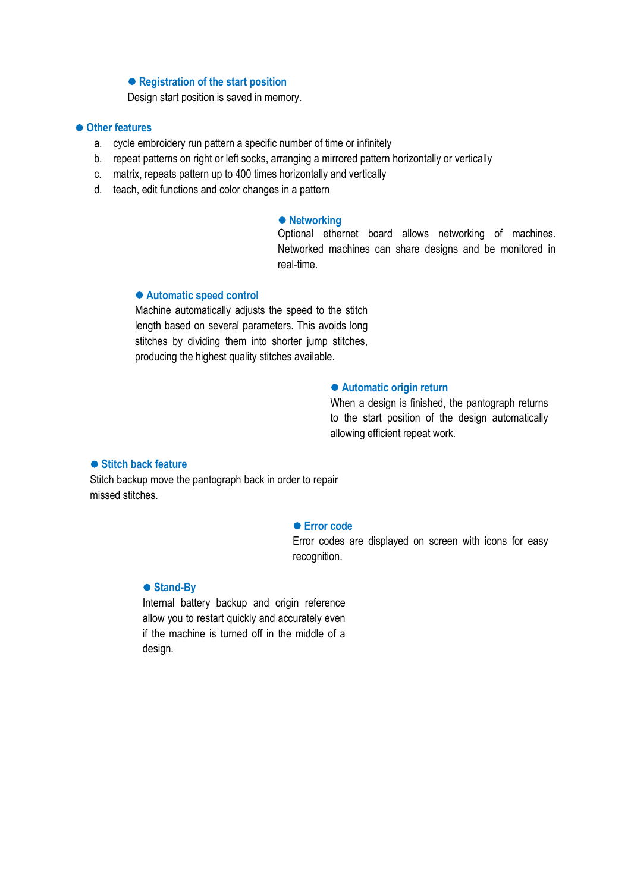### Registration of the start position

Design start position is saved in memory.

### Other features

a. cycle embroidery run pattern a specific number of time or infinitely
b. repeat patterns on right or left socks, arranging a mirrored pattern horizontally or vertically
c. matrix, repeats pattern up to 400 times horizontally and vertically
d. teach, edit functions and color changes in a pattern

### Networking

Optional ethernet board allows networking of machines. Networked machines can share designs and be monitored in real-time.

### Automatic speed control

Machine automatically adjusts the speed to the stitch length based on several parameters. This avoids long stitches by dividing them into shorter jump stitches, producing the highest quality stitches available.

### Automatic origin return

When a design is finished, the pantograph returns to the start position of the design automatically allowing efficient repeat work.

### Stitch back feature

Stitch backup move the pantograph back in order to repair missed stitches.

### Error code

Error codes are displayed on screen with icons for easy recognition.

### Stand-By

Internal battery backup and origin reference allow you to restart quickly and accurately even if the machine is turned off in the middle of a design.